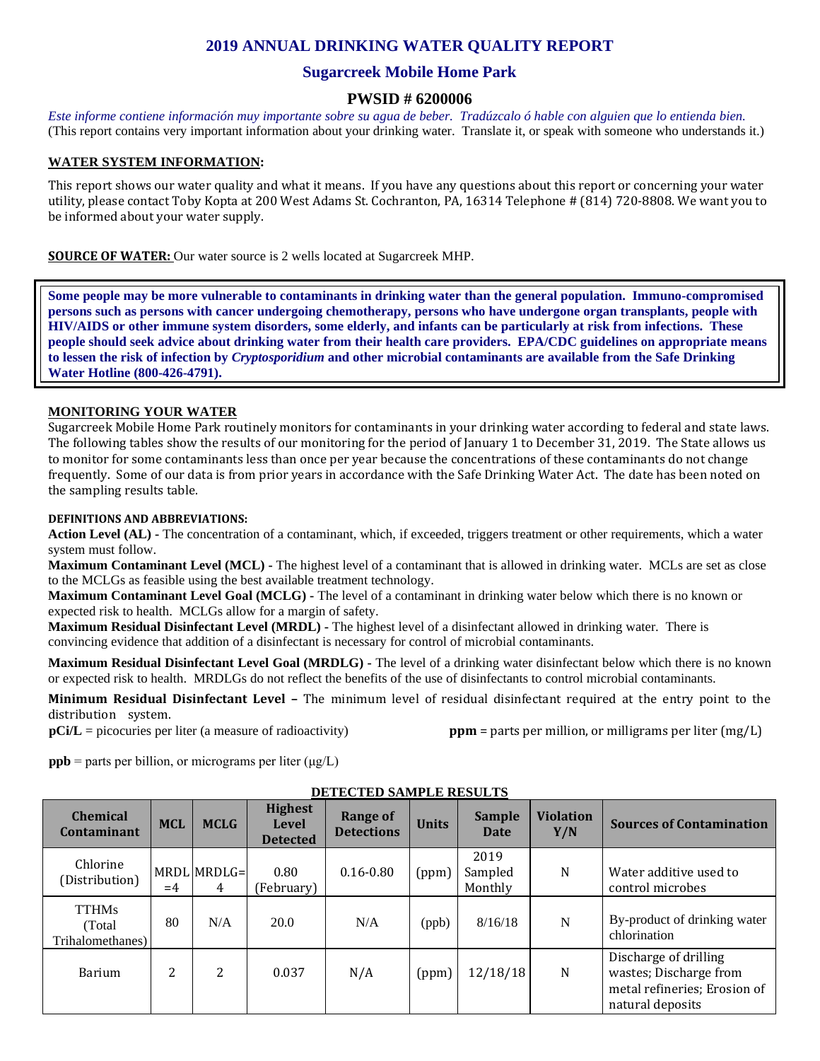# 2019 ANNUAL DRINKING WATER QUALITY REPORT

## Sugarcreek Mobile Home Park

### PWSID # 6200006

*Este informe contiene información muy importante sobre su agua de beber. Tradúzcalo ó hable con alguien que lo entienda bien.*
(This report contains very important information about your drinking water. Translate it, or speak with someone who understands it.)

**WATER SYSTEM INFORMATION:**

This report shows our water quality and what it means. If you have any questions about this report or concerning your water utility, please contact Toby Kopta at 200 West Adams St. Cochranton, PA, 16314 Telephone # (814) 720-8808. We want you to be informed about your water supply.

**SOURCE OF WATER:** Our water source is 2 wells located at Sugarcreek MHP.

**Some people may be more vulnerable to contaminants in drinking water than the general population. Immuno-compromised persons such as persons with cancer undergoing chemotherapy, persons who have undergone organ transplants, people with HIV/AIDS or other immune system disorders, some elderly, and infants can be particularly at risk from infections. These people should seek advice about drinking water from their health care providers. EPA/CDC guidelines on appropriate means to lessen the risk of infection by *Cryptosporidium* and other microbial contaminants are available from the Safe Drinking Water Hotline (800-426-4791).**

**MONITORING YOUR WATER**

Sugarcreek Mobile Home Park routinely monitors for contaminants in your drinking water according to federal and state laws. The following tables show the results of our monitoring for the period of January 1 to December 31, 2019. The State allows us to monitor for some contaminants less than once per year because the concentrations of these contaminants do not change frequently. Some of our data is from prior years in accordance with the Safe Drinking Water Act. The date has been noted on the sampling results table.

**DEFINITIONS AND ABBREVIATIONS:**

**Action Level (AL) -** The concentration of a contaminant, which, if exceeded, triggers treatment or other requirements, which a water system must follow.

**Maximum Contaminant Level (MCL) -** The highest level of a contaminant that is allowed in drinking water. MCLs are set as close to the MCLGs as feasible using the best available treatment technology.

**Maximum Contaminant Level Goal (MCLG) -** The level of a contaminant in drinking water below which there is no known or expected risk to health. MCLGs allow for a margin of safety.

**Maximum Residual Disinfectant Level (MRDL) -** The highest level of a disinfectant allowed in drinking water. There is convincing evidence that addition of a disinfectant is necessary for control of microbial contaminants.

**Maximum Residual Disinfectant Level Goal (MRDLG) -** The level of a drinking water disinfectant below which there is no known or expected risk to health. MRDLGs do not reflect the benefits of the use of disinfectants to control microbial contaminants.

**Minimum Residual Disinfectant Level –** The minimum level of residual disinfectant required at the entry point to the distribution system.

**pCi/L** = picocuries per liter (a measure of radioactivity)

**ppm** = parts per million, or milligrams per liter (mg/L)

**ppb** = parts per billion, or micrograms per liter (μg/L)

**DETECTED SAMPLE RESULTS**

| Chemical Contaminant | MCL | MCLG | Highest Level Detected | Range of Detections | Units | Sample Date | Violation Y/N | Sources of Contamination |
|---|---|---|---|---|---|---|---|---|
| Chlorine (Distribution) | MRDL =4 | MRDLG= 4 | 0.80 (February) | 0.16-0.80 | (ppm) | 2019 Sampled Monthly | N | Water additive used to control microbes |
| TTHMs (Total Trihalomethanes) | 80 | N/A | 20.0 | N/A | (ppb) | 8/16/18 | N | By-product of drinking water chlorination |
| Barium | 2 | 2 | 0.037 | N/A | (ppm) | 12/18/18 | N | Discharge of drilling wastes; Discharge from metal refineries; Erosion of natural deposits |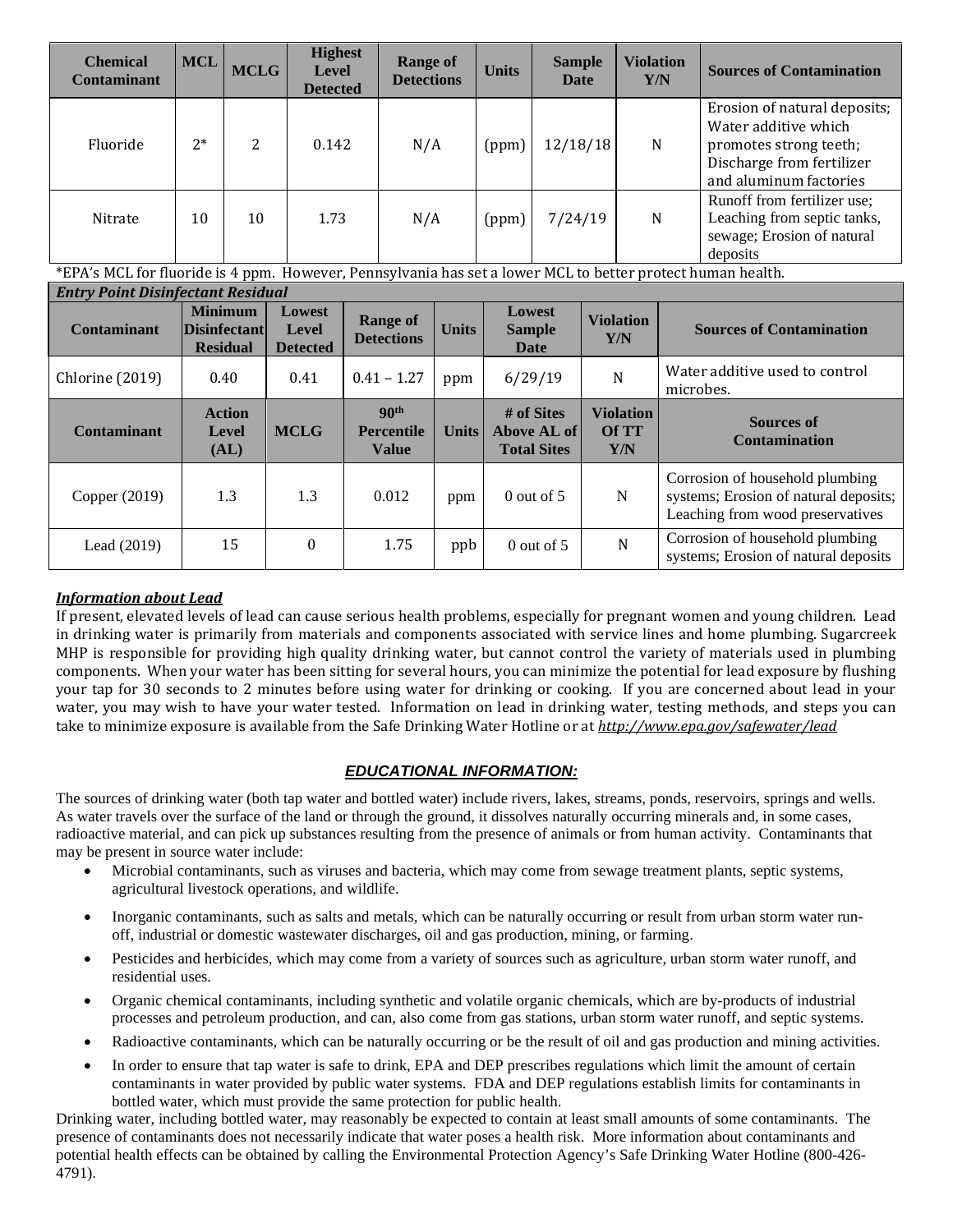| Chemical Contaminant | MCL | MCLG | Highest Level Detected | Range of Detections | Units | Sample Date | Violation Y/N | Sources of Contamination |
|---|---|---|---|---|---|---|---|---|
| Fluoride | 2* | 2 | 0.142 | N/A | (ppm) | 12/18/18 | N | Erosion of natural deposits; Water additive which promotes strong teeth; Discharge from fertilizer and aluminum factories |
| Nitrate | 10 | 10 | 1.73 | N/A | (ppm) | 7/24/19 | N | Runoff from fertilizer use; Leaching from septic tanks, sewage; Erosion of natural deposits |

*EPA's MCL for fluoride is 4 ppm. However, Pennsylvania has set a lower MCL to better protect human health.

***Entry Point Disinfectant Residual***

| Contaminant | Minimum Disinfectant Residual | Lowest Level Detected | Range of Detections | Units | Lowest Sample Date | Violation Y/N | Sources of Contamination |
|---|---|---|---|---|---|---|---|
| Chlorine (2019) | 0.40 | 0.41 | 0.41 – 1.27 | ppm | 6/29/19 | N | Water additive used to control microbes. |

| Contaminant | Action Level (AL) | MCLG | 90th Percentile Value | Units | # of Sites Above AL of Total Sites | Violation Of TT Y/N | Sources of Contamination |
|---|---|---|---|---|---|---|---|
| Copper (2019) | 1.3 | 1.3 | 0.012 | ppm | 0 out of 5 | N | Corrosion of household plumbing systems; Erosion of natural deposits; Leaching from wood preservatives |
| Lead (2019) | 15 | 0 | 1.75 | ppb | 0 out of 5 | N | Corrosion of household plumbing systems; Erosion of natural deposits |

***Information about Lead***

If present, elevated levels of lead can cause serious health problems, especially for pregnant women and young children. Lead in drinking water is primarily from materials and components associated with service lines and home plumbing. Sugarcreek MHP is responsible for providing high quality drinking water, but cannot control the variety of materials used in plumbing components. When your water has been sitting for several hours, you can minimize the potential for lead exposure by flushing your tap for 30 seconds to 2 minutes before using water for drinking or cooking. If you are concerned about lead in your water, you may wish to have your water tested. Information on lead in drinking water, testing methods, and steps you can take to minimize exposure is available from the Safe Drinking Water Hotline or at ***http://www.epa.gov/safewater/lead***

## ***EDUCATIONAL INFORMATION:***

The sources of drinking water (both tap water and bottled water) include rivers, lakes, streams, ponds, reservoirs, springs and wells. As water travels over the surface of the land or through the ground, it dissolves naturally occurring minerals and, in some cases, radioactive material, and can pick up substances resulting from the presence of animals or from human activity. Contaminants that may be present in source water include:

- Microbial contaminants, such as viruses and bacteria, which may come from sewage treatment plants, septic systems, agricultural livestock operations, and wildlife.
- Inorganic contaminants, such as salts and metals, which can be naturally occurring or result from urban storm water run-off, industrial or domestic wastewater discharges, oil and gas production, mining, or farming.
- Pesticides and herbicides, which may come from a variety of sources such as agriculture, urban storm water runoff, and residential uses.
- Organic chemical contaminants, including synthetic and volatile organic chemicals, which are by-products of industrial processes and petroleum production, and can, also come from gas stations, urban storm water runoff, and septic systems.
- Radioactive contaminants, which can be naturally occurring or be the result of oil and gas production and mining activities.
- In order to ensure that tap water is safe to drink, EPA and DEP prescribes regulations which limit the amount of certain contaminants in water provided by public water systems. FDA and DEP regulations establish limits for contaminants in bottled water, which must provide the same protection for public health.

Drinking water, including bottled water, may reasonably be expected to contain at least small amounts of some contaminants. The presence of contaminants does not necessarily indicate that water poses a health risk. More information about contaminants and potential health effects can be obtained by calling the Environmental Protection Agency's Safe Drinking Water Hotline (800-426-4791).